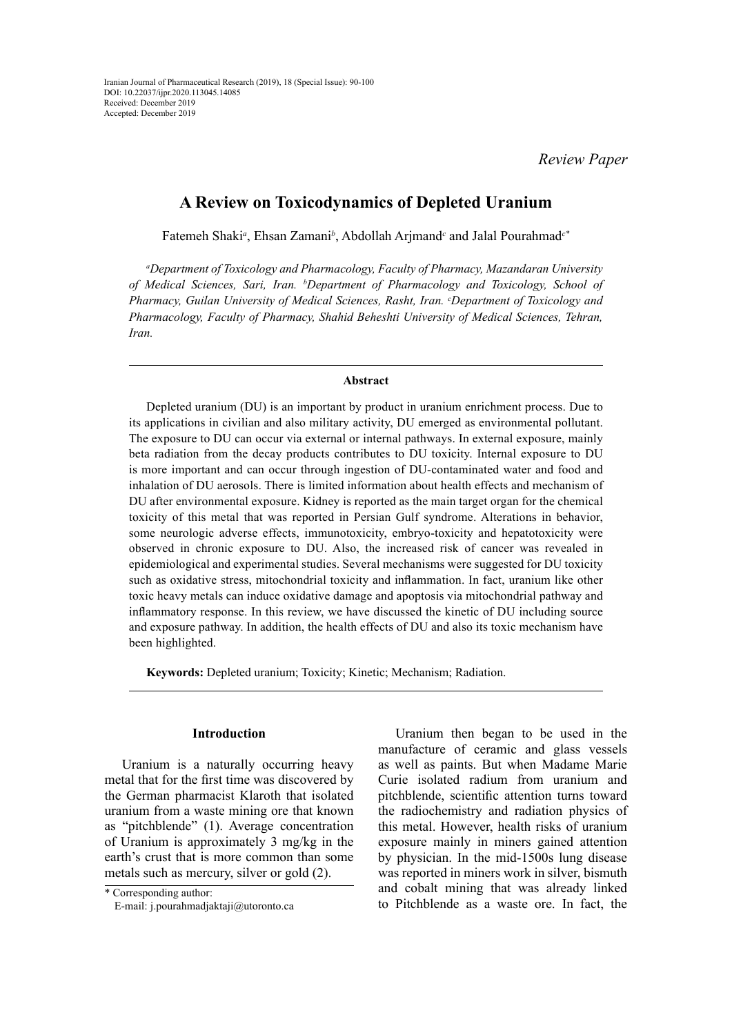Review Paper

# A Review on Toxicodynamics of Depleted Uranium

Fatemeh Shaki[a], Ehsan Zamani[b], Abdollah Arjmand[c] and Jalal Pourahmad[c*]

*[a]Department of Toxicology and Pharmacology, Faculty of Pharmacy, Mazandaran University of Medical Sciences, Sari, Iran. [b]Department of Pharmacology and Toxicology, School of Pharmacy, Guilan University of Medical Sciences, Rasht, Iran. [c]Department of Toxicology and Pharmacology, Faculty of Pharmacy, Shahid Beheshti University of Medical Sciences, Tehran, Iran.*

## Abstract

Depleted uranium (DU) is an important by product in uranium enrichment process. Due to its applications in civilian and also military activity, DU emerged as environmental pollutant. The exposure to DU can occur via external or internal pathways. In external exposure, mainly beta radiation from the decay products contributes to DU toxicity. Internal exposure to DU is more important and can occur through ingestion of DU-contaminated water and food and inhalation of DU aerosols. There is limited information about health effects and mechanism of DU after environmental exposure. Kidney is reported as the main target organ for the chemical toxicity of this metal that was reported in Persian Gulf syndrome. Alterations in behavior, some neurologic adverse effects, immunotoxicity, embryo-toxicity and hepatotoxicity were observed in chronic exposure to DU. Also, the increased risk of cancer was revealed in epidemiological and experimental studies. Several mechanisms were suggested for DU toxicity such as oxidative stress, mitochondrial toxicity and inflammation. In fact, uranium like other toxic heavy metals can induce oxidative damage and apoptosis via mitochondrial pathway and inflammatory response. In this review, we have discussed the kinetic of DU including source and exposure pathway. In addition, the health effects of DU and also its toxic mechanism have been highlighted.

**Keywords:** Depleted uranium; Toxicity; Kinetic; Mechanism; Radiation.

## Introduction

Uranium is a naturally occurring heavy metal that for the first time was discovered by the German pharmacist Klaroth that isolated uranium from a waste mining ore that known as "pitchblende" (1). Average concentration of Uranium is approximately 3 mg/kg in the earth's crust that is more common than some metals such as mercury, silver or gold (2).

Uranium then began to be used in the manufacture of ceramic and glass vessels as well as paints. But when Madame Marie Curie isolated radium from uranium and pitchblende, scientific attention turns toward the radiochemistry and radiation physics of this metal. However, health risks of uranium exposure mainly in miners gained attention by physician. In the mid-1500s lung disease was reported in miners work in silver, bismuth and cobalt mining that was already linked to Pitchblende as a waste ore. In fact, the

\* Corresponding author:
E-mail: j.pourahmadjaktaji@utoronto.ca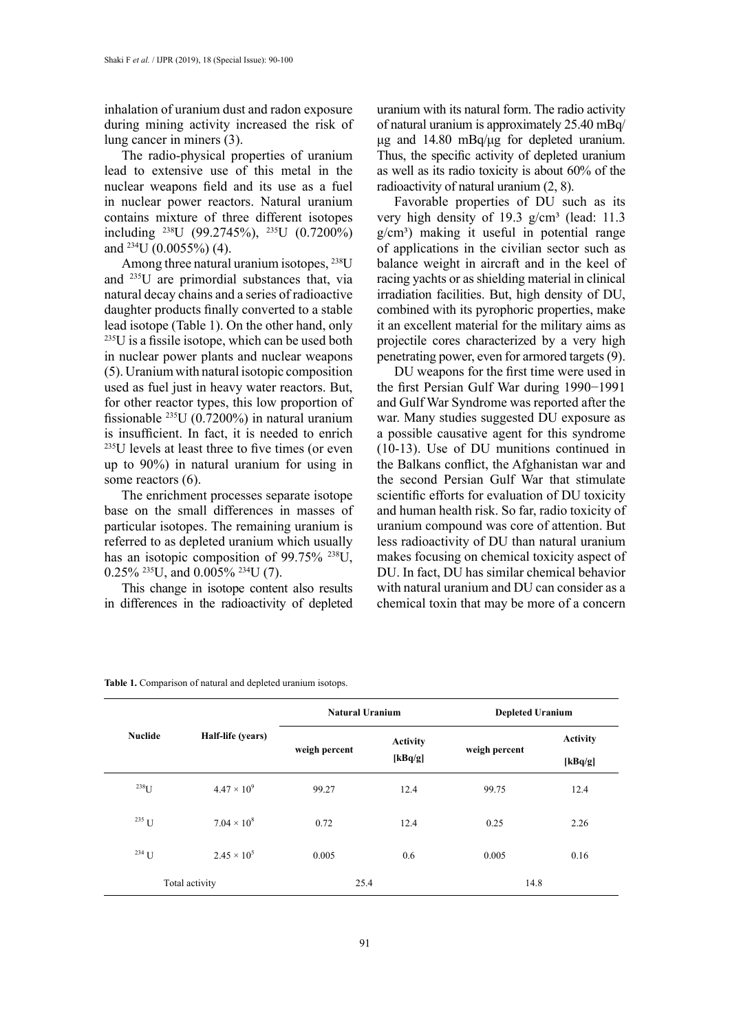inhalation of uranium dust and radon exposure during mining activity increased the risk of lung cancer in miners (3).

The radio-physical properties of uranium lead to extensive use of this metal in the nuclear weapons field and its use as a fuel in nuclear power reactors. Natural uranium contains mixture of three different isotopes including $^{238}$U (99.2745%), $^{235}$U (0.7200%) and $^{234}$U (0.0055%) (4).

Among three natural uranium isotopes, $^{238}$U and $^{235}$U are primordial substances that, via natural decay chains and a series of radioactive daughter products finally converted to a stable lead isotope (Table 1). On the other hand, only $^{235}$U is a fissile isotope, which can be used both in nuclear power plants and nuclear weapons (5). Uranium with natural isotopic composition used as fuel just in heavy water reactors. But, for other reactor types, this low proportion of fissionable $^{235}$U (0.7200%) in natural uranium is insufficient. In fact, it is needed to enrich $^{235}$U levels at least three to five times (or even up to 90%) in natural uranium for using in some reactors (6).

The enrichment processes separate isotope base on the small differences in masses of particular isotopes. The remaining uranium is referred to as depleted uranium which usually has an isotopic composition of 99.75% $^{238}$U, 0.25% $^{235}$U, and 0.005% $^{234}$U (7).

This change in isotope content also results in differences in the radioactivity of depleted uranium with its natural form. The radio activity of natural uranium is approximately 25.40 mBq/μg and 14.80 mBq/μg for depleted uranium. Thus, the specific activity of depleted uranium as well as its radio toxicity is about 60% of the radioactivity of natural uranium (2, 8).

Favorable properties of DU such as its very high density of 19.3 g/cm³ (lead: 11.3 g/cm³) making it useful in potential range of applications in the civilian sector such as balance weight in aircraft and in the keel of racing yachts or as shielding material in clinical irradiation facilities. But, high density of DU, combined with its pyrophoric properties, make it an excellent material for the military aims as projectile cores characterized by a very high penetrating power, even for armored targets (9).

DU weapons for the first time were used in the first Persian Gulf War during 1990−1991 and Gulf War Syndrome was reported after the war. Many studies suggested DU exposure as a possible causative agent for this syndrome (10-13). Use of DU munitions continued in the Balkans conflict, the Afghanistan war and the second Persian Gulf War that stimulate scientific efforts for evaluation of DU toxicity and human health risk. So far, radio toxicity of uranium compound was core of attention. But less radioactivity of DU than natural uranium makes focusing on chemical toxicity aspect of DU. In fact, DU has similar chemical behavior with natural uranium and DU can consider as a chemical toxin that may be more of a concern

**Table 1.** Comparison of natural and depleted uranium isotops.

| Nuclide | Half-life (years) | Natural Uranium | | Depleted Uranium | |
|---|---|---|---|---|---|
| | | weigh percent | Activity [kBq/g] | weigh percent | Activity [kBq/g] |
| $^{238}$U | $4.47 \times 10^{9}$ | 99.27 | 12.4 | 99.75 | 12.4 |
| $^{235}$U | $7.04 \times 10^{8}$ | 0.72 | 12.4 | 0.25 | 2.26 |
| $^{234}$U | $2.45 \times 10^{5}$ | 0.005 | 0.6 | 0.005 | 0.16 |
| Total activity | | 25.4 | | 14.8 | |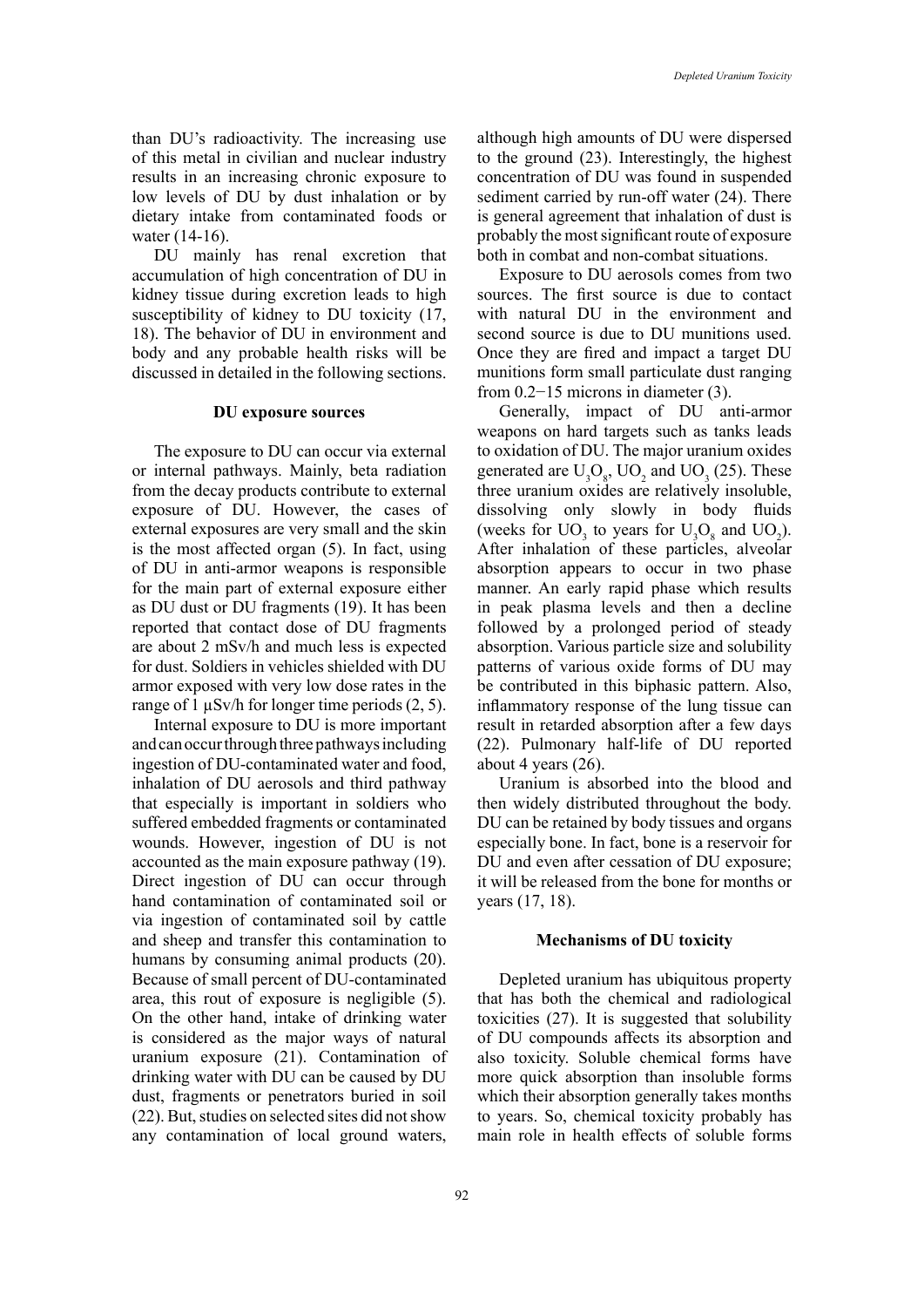than DU's radioactivity. The increasing use of this metal in civilian and nuclear industry results in an increasing chronic exposure to low levels of DU by dust inhalation or by dietary intake from contaminated foods or water (14-16).

DU mainly has renal excretion that accumulation of high concentration of DU in kidney tissue during excretion leads to high susceptibility of kidney to DU toxicity (17, 18). The behavior of DU in environment and body and any probable health risks will be discussed in detailed in the following sections.

## DU exposure sources

The exposure to DU can occur via external or internal pathways. Mainly, beta radiation from the decay products contribute to external exposure of DU. However, the cases of external exposures are very small and the skin is the most affected organ (5). In fact, using of DU in anti-armor weapons is responsible for the main part of external exposure either as DU dust or DU fragments (19). It has been reported that contact dose of DU fragments are about 2 mSv/h and much less is expected for dust. Soldiers in vehicles shielded with DU armor exposed with very low dose rates in the range of 1 μSv/h for longer time periods (2, 5).

Internal exposure to DU is more important and can occur through three pathways including ingestion of DU-contaminated water and food, inhalation of DU aerosols and third pathway that especially is important in soldiers who suffered embedded fragments or contaminated wounds. However, ingestion of DU is not accounted as the main exposure pathway (19). Direct ingestion of DU can occur through hand contamination of contaminated soil or via ingestion of contaminated soil by cattle and sheep and transfer this contamination to humans by consuming animal products (20). Because of small percent of DU-contaminated area, this rout of exposure is negligible (5). On the other hand, intake of drinking water is considered as the major ways of natural uranium exposure (21). Contamination of drinking water with DU can be caused by DU dust, fragments or penetrators buried in soil (22). But, studies on selected sites did not show any contamination of local ground waters, although high amounts of DU were dispersed to the ground (23). Interestingly, the highest concentration of DU was found in suspended sediment carried by run-off water (24). There is general agreement that inhalation of dust is probably the most significant route of exposure both in combat and non-combat situations.

Exposure to DU aerosols comes from two sources. The first source is due to contact with natural DU in the environment and second source is due to DU munitions used. Once they are fired and impact a target DU munitions form small particulate dust ranging from 0.2−15 microns in diameter (3).

Generally, impact of DU anti-armor weapons on hard targets such as tanks leads to oxidation of DU. The major uranium oxides generated are $U_3O_8$, $UO_2$ and $UO_3$ (25). These three uranium oxides are relatively insoluble, dissolving only slowly in body fluids (weeks for $UO_3$ to years for $U_3O_8$ and $UO_2$). After inhalation of these particles, alveolar absorption appears to occur in two phase manner. An early rapid phase which results in peak plasma levels and then a decline followed by a prolonged period of steady absorption. Various particle size and solubility patterns of various oxide forms of DU may be contributed in this biphasic pattern. Also, inflammatory response of the lung tissue can result in retarded absorption after a few days (22). Pulmonary half-life of DU reported about 4 years (26).

Uranium is absorbed into the blood and then widely distributed throughout the body. DU can be retained by body tissues and organs especially bone. In fact, bone is a reservoir for DU and even after cessation of DU exposure; it will be released from the bone for months or years (17, 18).

## Mechanisms of DU toxicity

Depleted uranium has ubiquitous property that has both the chemical and radiological toxicities (27). It is suggested that solubility of DU compounds affects its absorption and also toxicity. Soluble chemical forms have more quick absorption than insoluble forms which their absorption generally takes months to years. So, chemical toxicity probably has main role in health effects of soluble forms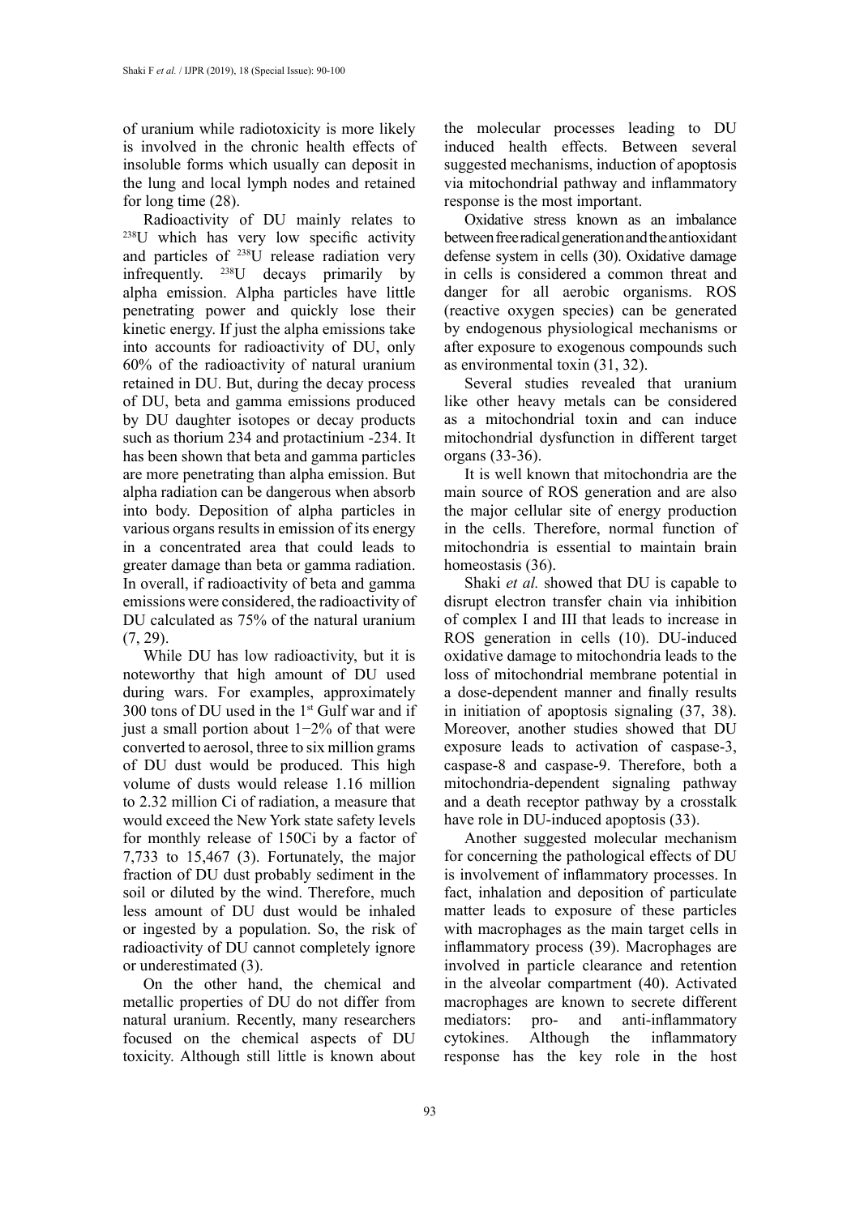of uranium while radiotoxicity is more likely is involved in the chronic health effects of insoluble forms which usually can deposit in the lung and local lymph nodes and retained for long time (28).

Radioactivity of DU mainly relates to $^{238}U$ which has very low specific activity and particles of $^{238}U$ release radiation very infrequently. $^{238}U$ decays primarily by alpha emission. Alpha particles have little penetrating power and quickly lose their kinetic energy. If just the alpha emissions take into accounts for radioactivity of DU, only 60% of the radioactivity of natural uranium retained in DU. But, during the decay process of DU, beta and gamma emissions produced by DU daughter isotopes or decay products such as thorium 234 and protactinium -234. It has been shown that beta and gamma particles are more penetrating than alpha emission. But alpha radiation can be dangerous when absorb into body. Deposition of alpha particles in various organs results in emission of its energy in a concentrated area that could leads to greater damage than beta or gamma radiation. In overall, if radioactivity of beta and gamma emissions were considered, the radioactivity of DU calculated as 75% of the natural uranium (7, 29).

While DU has low radioactivity, but it is noteworthy that high amount of DU used during wars. For examples, approximately 300 tons of DU used in the 1st Gulf war and if just a small portion about 1−2% of that were converted to aerosol, three to six million grams of DU dust would be produced. This high volume of dusts would release 1.16 million to 2.32 million Ci of radiation, a measure that would exceed the New York state safety levels for monthly release of 150Ci by a factor of 7,733 to 15,467 (3). Fortunately, the major fraction of DU dust probably sediment in the soil or diluted by the wind. Therefore, much less amount of DU dust would be inhaled or ingested by a population. So, the risk of radioactivity of DU cannot completely ignore or underestimated (3).

On the other hand, the chemical and metallic properties of DU do not differ from natural uranium. Recently, many researchers focused on the chemical aspects of DU toxicity. Although still little is known about the molecular processes leading to DU induced health effects. Between several suggested mechanisms, induction of apoptosis via mitochondrial pathway and inflammatory response is the most important.

Oxidative stress known as an imbalance between free radical generation and the antioxidant defense system in cells (30). Oxidative damage in cells is considered a common threat and danger for all aerobic organisms. ROS (reactive oxygen species) can be generated by endogenous physiological mechanisms or after exposure to exogenous compounds such as environmental toxin (31, 32).

Several studies revealed that uranium like other heavy metals can be considered as a mitochondrial toxin and can induce mitochondrial dysfunction in different target organs (33-36).

It is well known that mitochondria are the main source of ROS generation and are also the major cellular site of energy production in the cells. Therefore, normal function of mitochondria is essential to maintain brain homeostasis (36).

Shaki *et al.* showed that DU is capable to disrupt electron transfer chain via inhibition of complex I and III that leads to increase in ROS generation in cells (10). DU-induced oxidative damage to mitochondria leads to the loss of mitochondrial membrane potential in a dose-dependent manner and finally results in initiation of apoptosis signaling (37, 38). Moreover, another studies showed that DU exposure leads to activation of caspase-3, caspase-8 and caspase-9. Therefore, both a mitochondria-dependent signaling pathway and a death receptor pathway by a crosstalk have role in DU-induced apoptosis (33).

Another suggested molecular mechanism for concerning the pathological effects of DU is involvement of inflammatory processes. In fact, inhalation and deposition of particulate matter leads to exposure of these particles with macrophages as the main target cells in inflammatory process (39). Macrophages are involved in particle clearance and retention in the alveolar compartment (40). Activated macrophages are known to secrete different mediators: pro- and anti-inflammatory cytokines. Although the inflammatory response has the key role in the host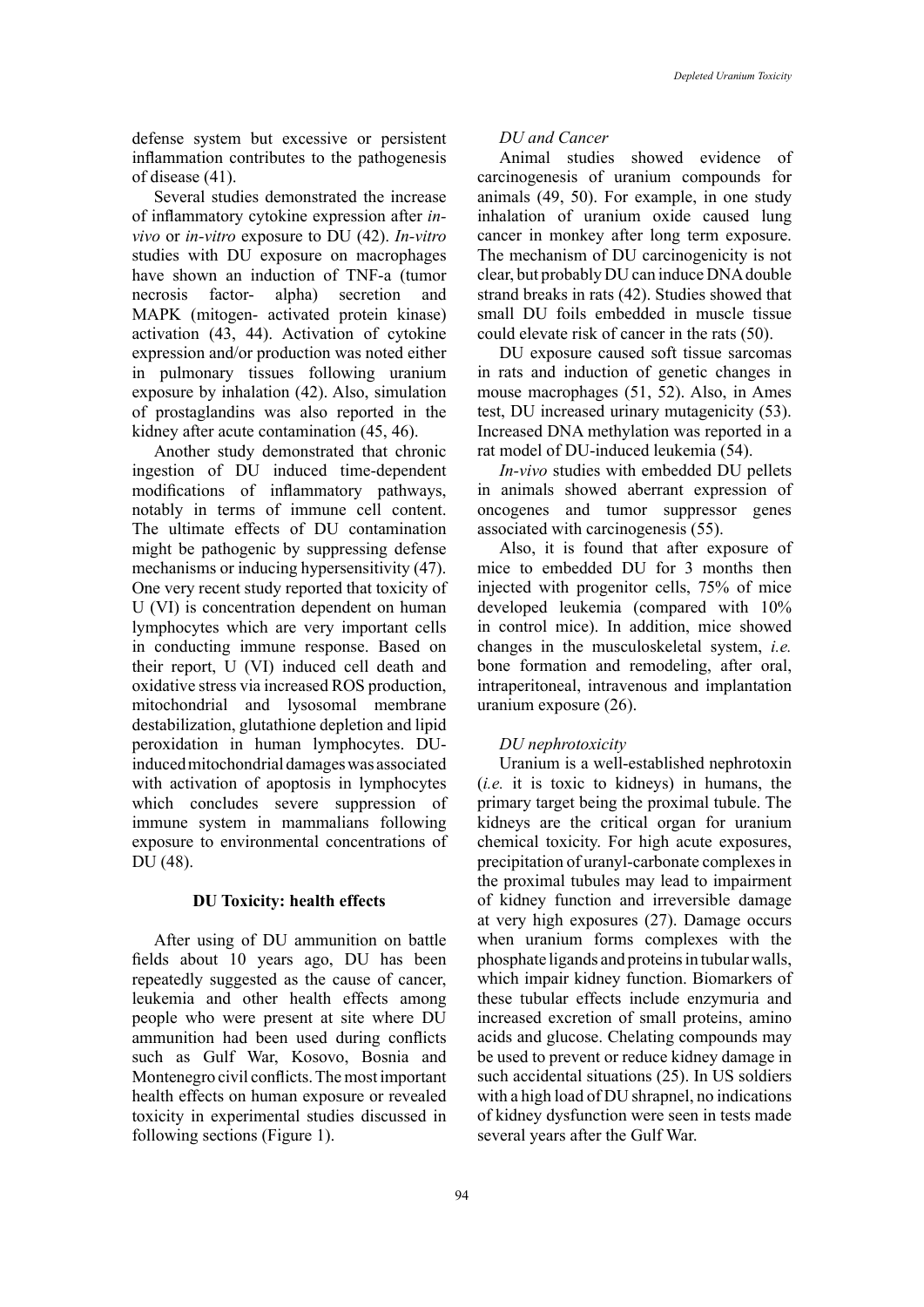defense system but excessive or persistent inflammation contributes to the pathogenesis of disease (41).

Several studies demonstrated the increase of inflammatory cytokine expression after *in-vivo* or *in-vitro* exposure to DU (42). *In-vitro* studies with DU exposure on macrophages have shown an induction of TNF-a (tumor necrosis factor- alpha) secretion and MAPK (mitogen- activated protein kinase) activation (43, 44). Activation of cytokine expression and/or production was noted either in pulmonary tissues following uranium exposure by inhalation (42). Also, simulation of prostaglandins was also reported in the kidney after acute contamination (45, 46).

Another study demonstrated that chronic ingestion of DU induced time-dependent modifications of inflammatory pathways, notably in terms of immune cell content. The ultimate effects of DU contamination might be pathogenic by suppressing defense mechanisms or inducing hypersensitivity (47). One very recent study reported that toxicity of U (VI) is concentration dependent on human lymphocytes which are very important cells in conducting immune response. Based on their report, U (VI) induced cell death and oxidative stress via increased ROS production, mitochondrial and lysosomal membrane destabilization, glutathione depletion and lipid peroxidation in human lymphocytes. DU-induced mitochondrial damages was associated with activation of apoptosis in lymphocytes which concludes severe suppression of immune system in mammalians following exposure to environmental concentrations of DU (48).

## DU Toxicity: health effects

After using of DU ammunition on battle fields about 10 years ago, DU has been repeatedly suggested as the cause of cancer, leukemia and other health effects among people who were present at site where DU ammunition had been used during conflicts such as Gulf War, Kosovo, Bosnia and Montenegro civil conflicts. The most important health effects on human exposure or revealed toxicity in experimental studies discussed in following sections (Figure 1).

### *DU and Cancer*

Animal studies showed evidence of carcinogenesis of uranium compounds for animals (49, 50). For example, in one study inhalation of uranium oxide caused lung cancer in monkey after long term exposure. The mechanism of DU carcinogenicity is not clear, but probably DU can induce DNA double strand breaks in rats (42). Studies showed that small DU foils embedded in muscle tissue could elevate risk of cancer in the rats (50).

DU exposure caused soft tissue sarcomas in rats and induction of genetic changes in mouse macrophages (51, 52). Also, in Ames test, DU increased urinary mutagenicity (53). Increased DNA methylation was reported in a rat model of DU-induced leukemia (54).

*In-vivo* studies with embedded DU pellets in animals showed aberrant expression of oncogenes and tumor suppressor genes associated with carcinogenesis (55).

Also, it is found that after exposure of mice to embedded DU for 3 months then injected with progenitor cells, 75% of mice developed leukemia (compared with 10% in control mice). In addition, mice showed changes in the musculoskeletal system, *i.e.* bone formation and remodeling, after oral, intraperitoneal, intravenous and implantation uranium exposure (26).

### *DU nephrotoxicity*

Uranium is a well-established nephrotoxin (*i.e.* it is toxic to kidneys) in humans, the primary target being the proximal tubule. The kidneys are the critical organ for uranium chemical toxicity. For high acute exposures, precipitation of uranyl-carbonate complexes in the proximal tubules may lead to impairment of kidney function and irreversible damage at very high exposures (27). Damage occurs when uranium forms complexes with the phosphate ligands and proteins in tubular walls, which impair kidney function. Biomarkers of these tubular effects include enzymuria and increased excretion of small proteins, amino acids and glucose. Chelating compounds may be used to prevent or reduce kidney damage in such accidental situations (25). In US soldiers with a high load of DU shrapnel, no indications of kidney dysfunction were seen in tests made several years after the Gulf War.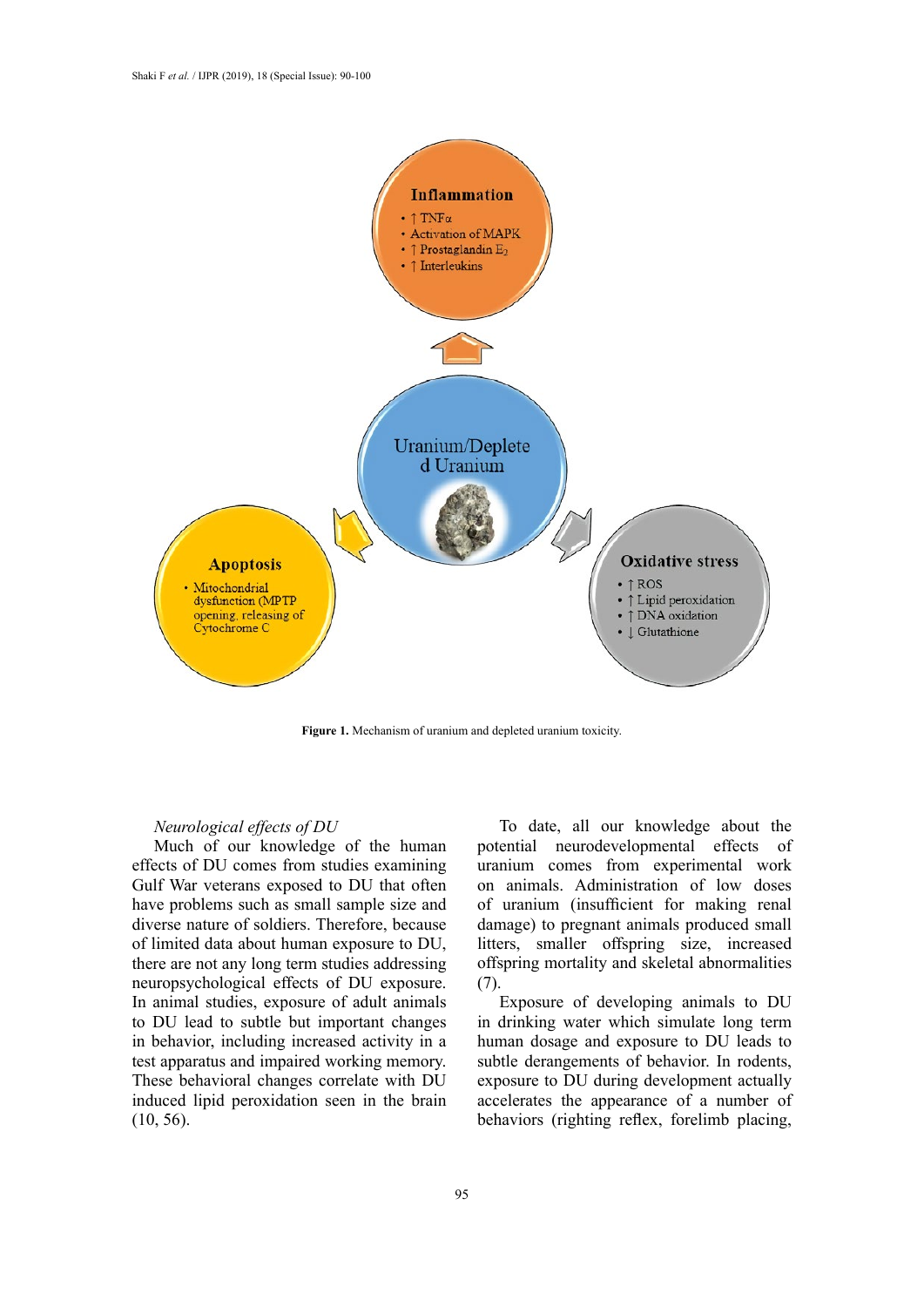**Figure 1.** Mechanism of uranium and depleted uranium toxicity.

*Neurological effects of DU*

Much of our knowledge of the human effects of DU comes from studies examining Gulf War veterans exposed to DU that often have problems such as small sample size and diverse nature of soldiers. Therefore, because of limited data about human exposure to DU, there are not any long term studies addressing neuropsychological effects of DU exposure. In animal studies, exposure of adult animals to DU lead to subtle but important changes in behavior, including increased activity in a test apparatus and impaired working memory. These behavioral changes correlate with DU induced lipid peroxidation seen in the brain (10, 56).

To date, all our knowledge about the potential neurodevelopmental effects of uranium comes from experimental work on animals. Administration of low doses of uranium (insufficient for making renal damage) to pregnant animals produced small litters, smaller offspring size, increased offspring mortality and skeletal abnormalities (7).

Exposure of developing animals to DU in drinking water which simulate long term human dosage and exposure to DU leads to subtle derangements of behavior. In rodents, exposure to DU during development actually accelerates the appearance of a number of behaviors (righting reflex, forelimb placing,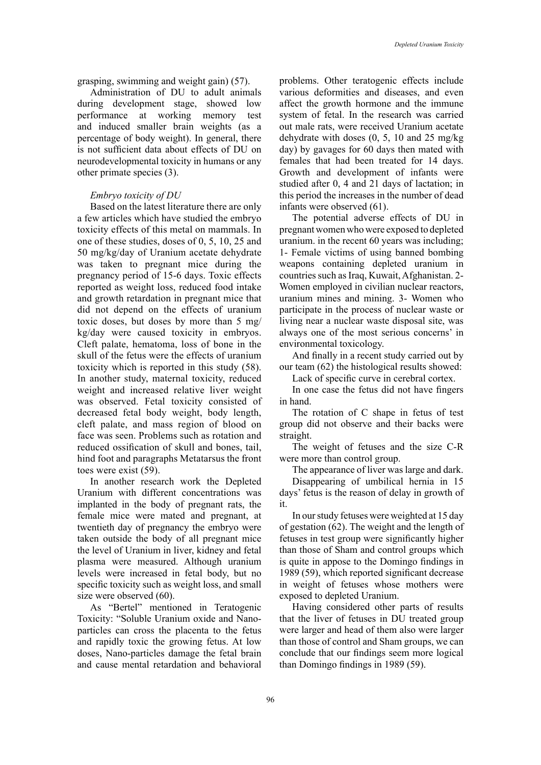grasping, swimming and weight gain) (57).

Administration of DU to adult animals during development stage, showed low performance at working memory test and induced smaller brain weights (as a percentage of body weight). In general, there is not sufficient data about effects of DU on neurodevelopmental toxicity in humans or any other primate species (3).

*Embryo toxicity of DU*

Based on the latest literature there are only a few articles which have studied the embryo toxicity effects of this metal on mammals. In one of these studies, doses of 0, 5, 10, 25 and 50 mg/kg/day of Uranium acetate dehydrate was taken to pregnant mice during the pregnancy period of 15-6 days. Toxic effects reported as weight loss, reduced food intake and growth retardation in pregnant mice that did not depend on the effects of uranium toxic doses, but doses by more than 5 mg/kg/day were caused toxicity in embryos. Cleft palate, hematoma, loss of bone in the skull of the fetus were the effects of uranium toxicity which is reported in this study (58). In another study, maternal toxicity, reduced weight and increased relative liver weight was observed. Fetal toxicity consisted of decreased fetal body weight, body length, cleft palate, and mass region of blood on face was seen. Problems such as rotation and reduced ossification of skull and bones, tail, hind foot and paragraphs Metatarsus the front toes were exist (59).

In another research work the Depleted Uranium with different concentrations was implanted in the body of pregnant rats, the female mice were mated and pregnant, at twentieth day of pregnancy the embryo were taken outside the body of all pregnant mice the level of Uranium in liver, kidney and fetal plasma were measured. Although uranium levels were increased in fetal body, but no specific toxicity such as weight loss, and small size were observed (60).

As "Bertel" mentioned in Teratogenic Toxicity: "Soluble Uranium oxide and Nano-particles can cross the placenta to the fetus and rapidly toxic the growing fetus. At low doses, Nano-particles damage the fetal brain and cause mental retardation and behavioral problems. Other teratogenic effects include various deformities and diseases, and even affect the growth hormone and the immune system of fetal. In the research was carried out male rats, were received Uranium acetate dehydrate with doses (0, 5, 10 and 25 mg/kg day) by gavages for 60 days then mated with females that had been treated for 14 days. Growth and development of infants were studied after 0, 4 and 21 days of lactation; in this period the increases in the number of dead infants were observed (61).

The potential adverse effects of DU in pregnant women who were exposed to depleted uranium. in the recent 60 years was including; 1- Female victims of using banned bombing weapons containing depleted uranium in countries such as Iraq, Kuwait, Afghanistan. 2- Women employed in civilian nuclear reactors, uranium mines and mining. 3- Women who participate in the process of nuclear waste or living near a nuclear waste disposal site, was always one of the most serious concerns' in environmental toxicology.

And finally in a recent study carried out by our team (62) the histological results showed:

Lack of specific curve in cerebral cortex.

In one case the fetus did not have fingers in hand.

The rotation of C shape in fetus of test group did not observe and their backs were straight.

The weight of fetuses and the size C-R were more than control group.

The appearance of liver was large and dark.

Disappearing of umbilical hernia in 15 days' fetus is the reason of delay in growth of it.

In our study fetuses were weighted at 15 day of gestation (62). The weight and the length of fetuses in test group were significantly higher than those of Sham and control groups which is quite in appose to the Domingo findings in 1989 (59), which reported significant decrease in weight of fetuses whose mothers were exposed to depleted Uranium.

Having considered other parts of results that the liver of fetuses in DU treated group were larger and head of them also were larger than those of control and Sham groups, we can conclude that our findings seem more logical than Domingo findings in 1989 (59).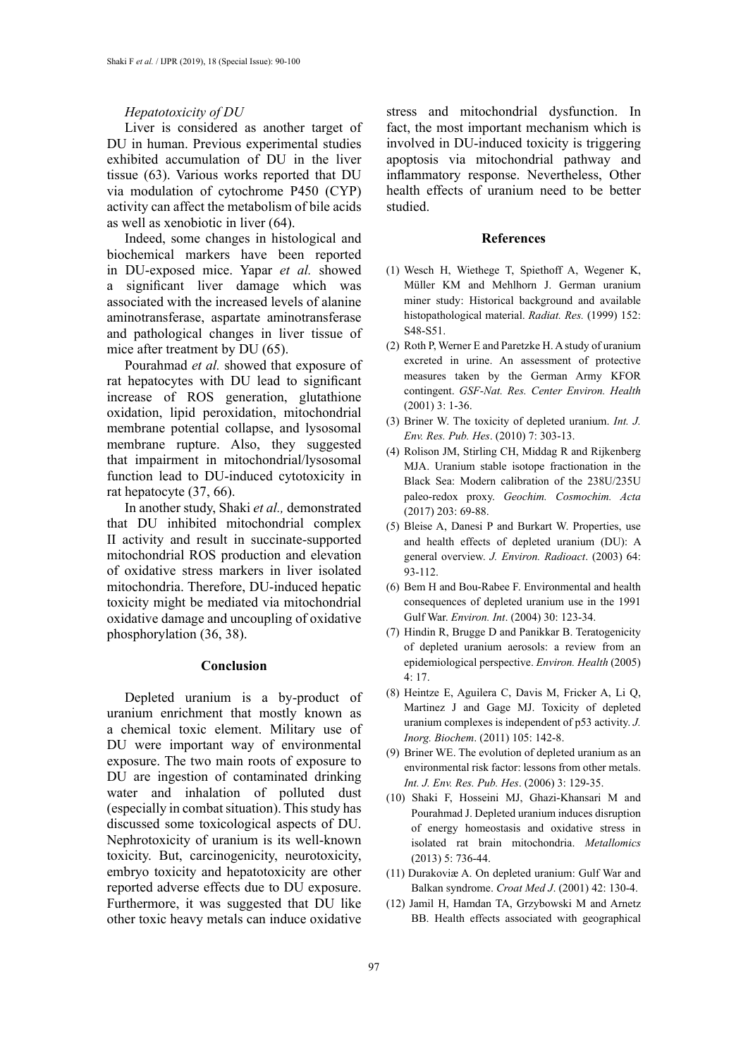*Hepatotoxicity of DU*

Liver is considered as another target of DU in human. Previous experimental studies exhibited accumulation of DU in the liver tissue (63). Various works reported that DU via modulation of cytochrome P450 (CYP) activity can affect the metabolism of bile acids as well as xenobiotic in liver (64).

Indeed, some changes in histological and biochemical markers have been reported in DU-exposed mice. Yapar *et al.* showed a significant liver damage which was associated with the increased levels of alanine aminotransferase, aspartate aminotransferase and pathological changes in liver tissue of mice after treatment by DU (65).

Pourahmad *et al.* showed that exposure of rat hepatocytes with DU lead to significant increase of ROS generation, glutathione oxidation, lipid peroxidation, mitochondrial membrane potential collapse, and lysosomal membrane rupture. Also, they suggested that impairment in mitochondrial/lysosomal function lead to DU-induced cytotoxicity in rat hepatocyte (37, 66).

In another study, Shaki *et al.,* demonstrated that DU inhibited mitochondrial complex II activity and result in succinate-supported mitochondrial ROS production and elevation of oxidative stress markers in liver isolated mitochondria. Therefore, DU-induced hepatic toxicity might be mediated via mitochondrial oxidative damage and uncoupling of oxidative phosphorylation (36, 38).

## Conclusion

Depleted uranium is a by-product of uranium enrichment that mostly known as a chemical toxic element. Military use of DU were important way of environmental exposure. The two main roots of exposure to DU are ingestion of contaminated drinking water and inhalation of polluted dust (especially in combat situation). This study has discussed some toxicological aspects of DU. Nephrotoxicity of uranium is its well-known toxicity. But, carcinogenicity, neurotoxicity, embryo toxicity and hepatotoxicity are other reported adverse effects due to DU exposure. Furthermore, it was suggested that DU like other toxic heavy metals can induce oxidative stress and mitochondrial dysfunction. In fact, the most important mechanism which is involved in DU-induced toxicity is triggering apoptosis via mitochondrial pathway and inflammatory response. Nevertheless, Other health effects of uranium need to be better studied.

## References

(1) Wesch H, Wiethege T, Spiethoff A, Wegener K, Müller KM and Mehlhorn J. German uranium miner study: Historical background and available histopathological material. *Radiat. Res.* (1999) 152: S48-S51.

(2) Roth P, Werner E and Paretzke H. A study of uranium excreted in urine. An assessment of protective measures taken by the German Army KFOR contingent. *GSF-Nat. Res. Center Environ. Health* (2001) 3: 1-36.

(3) Briner W. The toxicity of depleted uranium. *Int. J. Env. Res. Pub. Hes*. (2010) 7: 303-13.

(4) Rolison JM, Stirling CH, Middag R and Rijkenberg MJA. Uranium stable isotope fractionation in the Black Sea: Modern calibration of the 238U/235U paleo-redox proxy. *Geochim. Cosmochim. Acta* (2017) 203: 69-88.

(5) Bleise A, Danesi P and Burkart W. Properties, use and health effects of depleted uranium (DU): A general overview. *J. Environ. Radioact*. (2003) 64: 93-112.

(6) Bem H and Bou-Rabee F. Environmental and health consequences of depleted uranium use in the 1991 Gulf War. *Environ. Int*. (2004) 30: 123-34.

(7) Hindin R, Brugge D and Panikkar B. Teratogenicity of depleted uranium aerosols: a review from an epidemiological perspective. *Environ. Health* (2005) 4: 17.

(8) Heintze E, Aguilera C, Davis M, Fricker A, Li Q, Martinez J and Gage MJ. Toxicity of depleted uranium complexes is independent of p53 activity. *J. Inorg. Biochem*. (2011) 105: 142-8.

(9) Briner WE. The evolution of depleted uranium as an environmental risk factor: lessons from other metals. *Int. J. Env. Res. Pub. Hes*. (2006) 3: 129-35.

(10) Shaki F, Hosseini MJ, Ghazi-Khansari M and Pourahmad J. Depleted uranium induces disruption of energy homeostasis and oxidative stress in isolated rat brain mitochondria. *Metallomics* (2013) 5: 736-44.

(11) Durakoviæ A. On depleted uranium: Gulf War and Balkan syndrome. *Croat Med J*. (2001) 42: 130-4.

(12) Jamil H, Hamdan TA, Grzybowski M and Arnetz BB. Health effects associated with geographical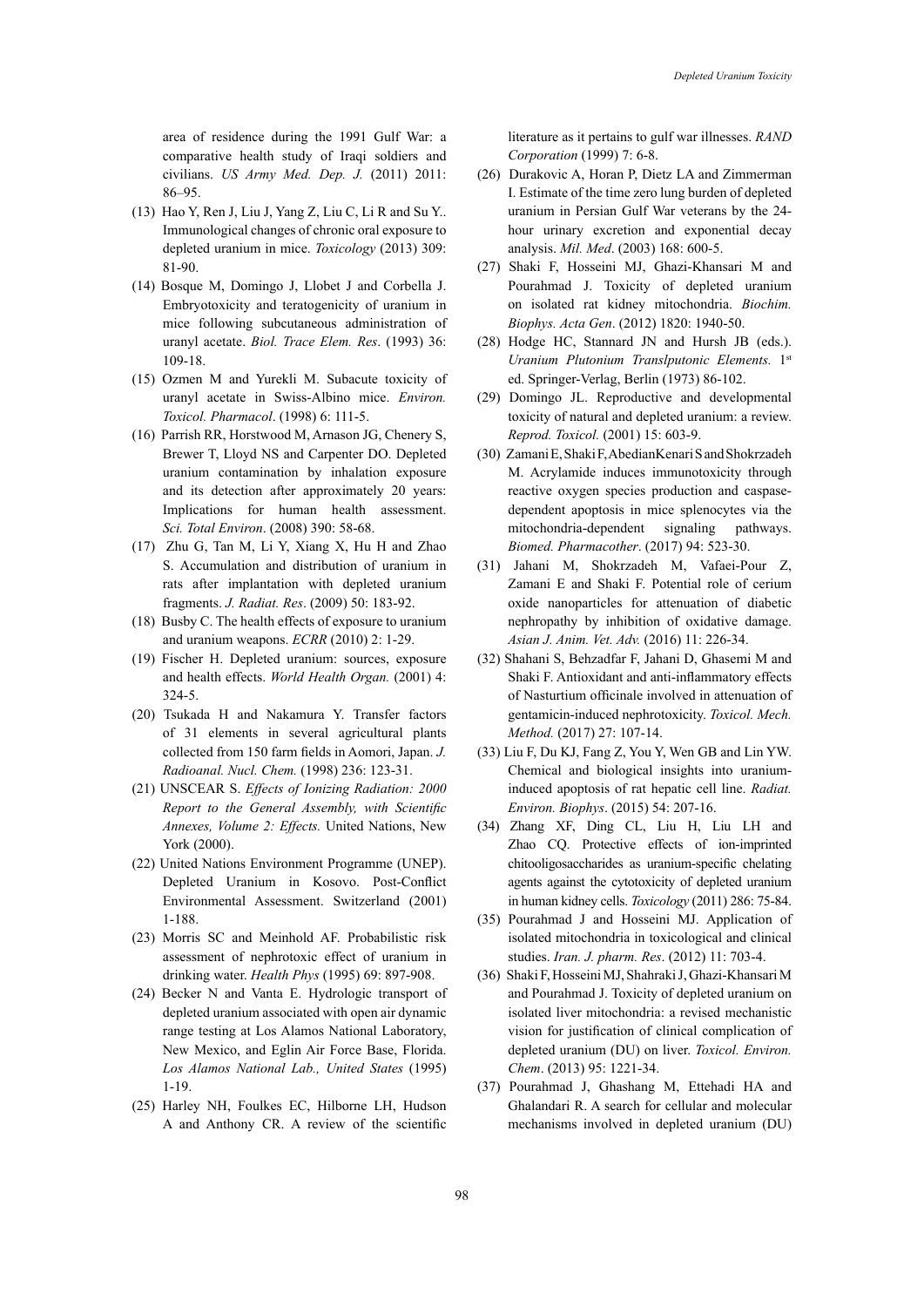area of residence during the 1991 Gulf War: a comparative health study of Iraqi soldiers and civilians. *US Army Med. Dep. J.* (2011) 2011: 86–95.

(13) Hao Y, Ren J, Liu J, Yang Z, Liu C, Li R and Su Y.. Immunological changes of chronic oral exposure to depleted uranium in mice. *Toxicology* (2013) 309: 81-90.

(14) Bosque M, Domingo J, Llobet J and Corbella J. Embryotoxicity and teratogenicity of uranium in mice following subcutaneous administration of uranyl acetate. *Biol. Trace Elem. Res*. (1993) 36: 109-18.

(15) Ozmen M and Yurekli M. Subacute toxicity of uranyl acetate in Swiss-Albino mice. *Environ. Toxicol. Pharmacol*. (1998) 6: 111-5.

(16) Parrish RR, Horstwood M, Arnason JG, Chenery S, Brewer T, Lloyd NS and Carpenter DO. Depleted uranium contamination by inhalation exposure and its detection after approximately 20 years: Implications for human health assessment. *Sci. Total Environ*. (2008) 390: 58-68.

(17) Zhu G, Tan M, Li Y, Xiang X, Hu H and Zhao S. Accumulation and distribution of uranium in rats after implantation with depleted uranium fragments. *J. Radiat. Res*. (2009) 50: 183-92.

(18) Busby C. The health effects of exposure to uranium and uranium weapons. *ECRR* (2010) 2: 1-29.

(19) Fischer H. Depleted uranium: sources, exposure and health effects. *World Health Organ.* (2001) 4: 324-5.

(20) Tsukada H and Nakamura Y. Transfer factors of 31 elements in several agricultural plants collected from 150 farm fields in Aomori, Japan. *J. Radioanal. Nucl. Chem.* (1998) 236: 123-31.

(21) UNSCEAR S. *Effects of Ionizing Radiation: 2000 Report to the General Assembly, with Scientific Annexes, Volume 2: Effects.* United Nations, New York (2000).

(22) United Nations Environment Programme (UNEP). Depleted Uranium in Kosovo. Post-Conflict Environmental Assessment. Switzerland (2001) 1-188.

(23) Morris SC and Meinhold AF. Probabilistic risk assessment of nephrotoxic effect of uranium in drinking water. *Health Phys* (1995) 69: 897-908.

(24) Becker N and Vanta E. Hydrologic transport of depleted uranium associated with open air dynamic range testing at Los Alamos National Laboratory, New Mexico, and Eglin Air Force Base, Florida. *Los Alamos National Lab., United States* (1995) 1-19.

(25) Harley NH, Foulkes EC, Hilborne LH, Hudson A and Anthony CR. A review of the scientific literature as it pertains to gulf war illnesses. *RAND Corporation* (1999) 7: 6-8.

(26) Durakovic A, Horan P, Dietz LA and Zimmerman I. Estimate of the time zero lung burden of depleted uranium in Persian Gulf War veterans by the 24-hour urinary excretion and exponential decay analysis. *Mil. Med*. (2003) 168: 600-5.

(27) Shaki F, Hosseini MJ, Ghazi-Khansari M and Pourahmad J. Toxicity of depleted uranium on isolated rat kidney mitochondria. *Biochim. Biophys. Acta Gen*. (2012) 1820: 1940-50.

(28) Hodge HC, Stannard JN and Hursh JB (eds.). *Uranium Plutonium Translputonic Elements.* 1st ed. Springer-Verlag, Berlin (1973) 86-102.

(29) Domingo JL. Reproductive and developmental toxicity of natural and depleted uranium: a review. *Reprod. Toxicol.* (2001) 15: 603-9.

(30) Zamani E, Shaki F, AbedianKenari S and Shokrzadeh M. Acrylamide induces immunotoxicity through reactive oxygen species production and caspase-dependent apoptosis in mice splenocytes via the mitochondria-dependent signaling pathways. *Biomed. Pharmacother*. (2017) 94: 523-30.

(31) Jahani M, Shokrzadeh M, Vafaei-Pour Z, Zamani E and Shaki F. Potential role of cerium oxide nanoparticles for attenuation of diabetic nephropathy by inhibition of oxidative damage. *Asian J. Anim. Vet. Adv.* (2016) 11: 226-34.

(32) Shahani S, Behzadfar F, Jahani D, Ghasemi M and Shaki F. Antioxidant and anti-inflammatory effects of Nasturtium officinale involved in attenuation of gentamicin-induced nephrotoxicity. *Toxicol. Mech. Method.* (2017) 27: 107-14.

(33) Liu F, Du KJ, Fang Z, You Y, Wen GB and Lin YW. Chemical and biological insights into uranium-induced apoptosis of rat hepatic cell line. *Radiat. Environ. Biophys*. (2015) 54: 207-16.

(34) Zhang XF, Ding CL, Liu H, Liu LH and Zhao CQ. Protective effects of ion-imprinted chitooligosaccharides as uranium-specific chelating agents against the cytotoxicity of depleted uranium in human kidney cells. *Toxicology* (2011) 286: 75-84.

(35) Pourahmad J and Hosseini MJ. Application of isolated mitochondria in toxicological and clinical studies. *Iran. J. pharm. Res*. (2012) 11: 703-4.

(36) Shaki F, Hosseini MJ, Shahraki J, Ghazi-Khansari M and Pourahmad J. Toxicity of depleted uranium on isolated liver mitochondria: a revised mechanistic vision for justification of clinical complication of depleted uranium (DU) on liver. *Toxicol. Environ. Chem*. (2013) 95: 1221-34.

(37) Pourahmad J, Ghashang M, Ettehadi HA and Ghalandari R. A search for cellular and molecular mechanisms involved in depleted uranium (DU)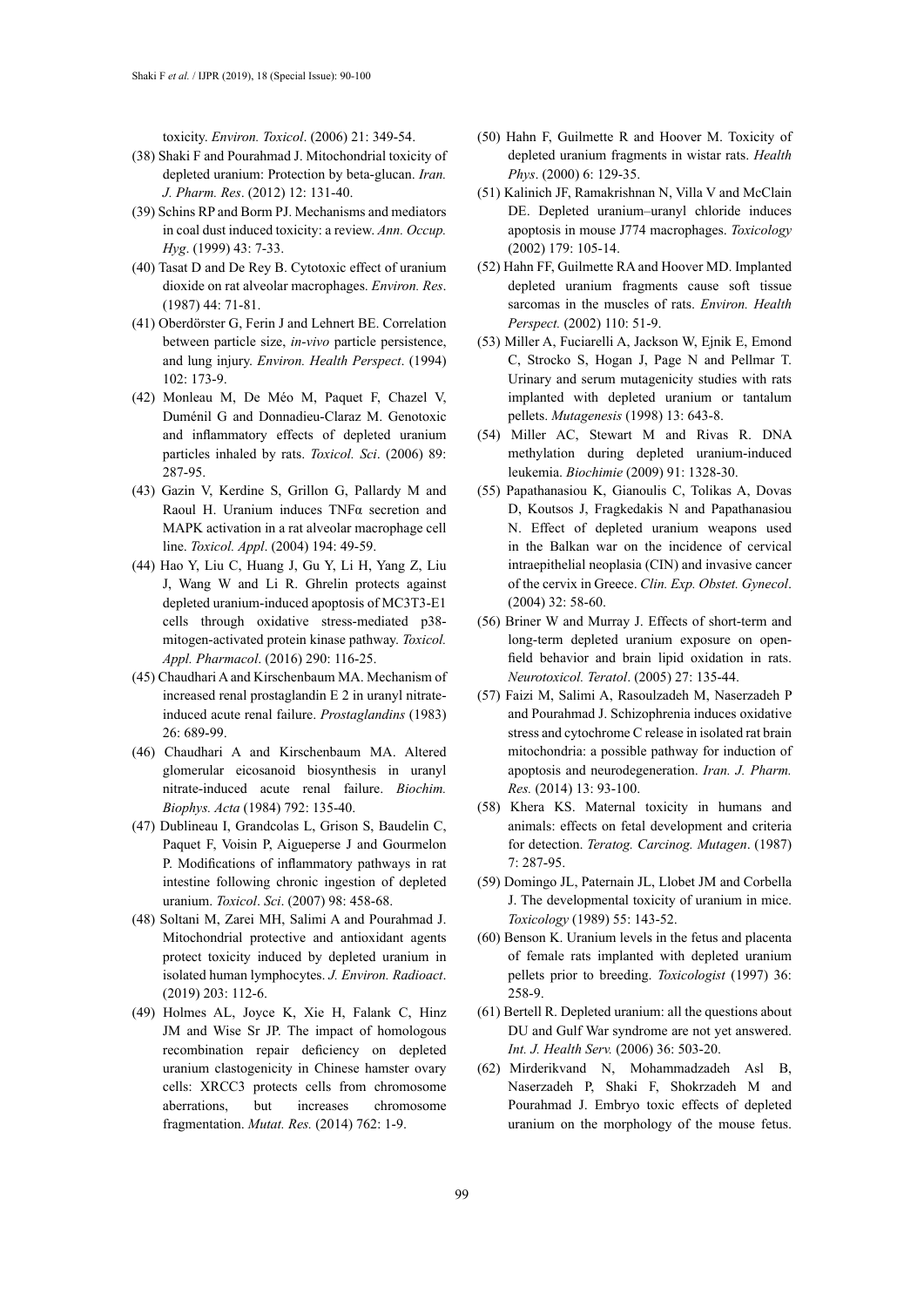toxicity. *Environ. Toxicol*. (2006) 21: 349-54.

(38) Shaki F and Pourahmad J. Mitochondrial toxicity of depleted uranium: Protection by beta-glucan. *Iran. J. Pharm. Res*. (2012) 12: 131-40.

(39) Schins RP and Borm PJ. Mechanisms and mediators in coal dust induced toxicity: a review. *Ann. Occup. Hyg*. (1999) 43: 7-33.

(40) Tasat D and De Rey B. Cytotoxic effect of uranium dioxide on rat alveolar macrophages. *Environ. Res*. (1987) 44: 71-81.

(41) Oberdörster G, Ferin J and Lehnert BE. Correlation between particle size, *in-vivo* particle persistence, and lung injury. *Environ. Health Perspect*. (1994) 102: 173-9.

(42) Monleau M, De Méo M, Paquet F, Chazel V, Duménil G and Donnadieu-Claraz M. Genotoxic and inflammatory effects of depleted uranium particles inhaled by rats. *Toxicol. Sci*. (2006) 89: 287-95.

(43) Gazin V, Kerdine S, Grillon G, Pallardy M and Raoul H. Uranium induces TNFα secretion and MAPK activation in a rat alveolar macrophage cell line. *Toxicol. Appl*. (2004) 194: 49-59.

(44) Hao Y, Liu C, Huang J, Gu Y, Li H, Yang Z, Liu J, Wang W and Li R. Ghrelin protects against depleted uranium-induced apoptosis of MC3T3-E1 cells through oxidative stress-mediated p38-mitogen-activated protein kinase pathway. *Toxicol. Appl. Pharmacol*. (2016) 290: 116-25.

(45) Chaudhari A and Kirschenbaum MA. Mechanism of increased renal prostaglandin E 2 in uranyl nitrate-induced acute renal failure. *Prostaglandins* (1983) 26: 689-99.

(46) Chaudhari A and Kirschenbaum MA. Altered glomerular eicosanoid biosynthesis in uranyl nitrate-induced acute renal failure. *Biochim. Biophys. Acta* (1984) 792: 135-40.

(47) Dublineau I, Grandcolas L, Grison S, Baudelin C, Paquet F, Voisin P, Aigueperse J and Gourmelon P. Modifications of inflammatory pathways in rat intestine following chronic ingestion of depleted uranium. *Toxicol*. *Sci*. (2007) 98: 458-68.

(48) Soltani M, Zarei MH, Salimi A and Pourahmad J. Mitochondrial protective and antioxidant agents protect toxicity induced by depleted uranium in isolated human lymphocytes. *J. Environ. Radioact*. (2019) 203: 112-6.

(49) Holmes AL, Joyce K, Xie H, Falank C, Hinz JM and Wise Sr JP. The impact of homologous recombination repair deficiency on depleted uranium clastogenicity in Chinese hamster ovary cells: XRCC3 protects cells from chromosome aberrations, but increases chromosome fragmentation. *Mutat. Res.* (2014) 762: 1-9.

(50) Hahn F, Guilmette R and Hoover M. Toxicity of depleted uranium fragments in wistar rats. *Health Phys*. (2000) 6: 129-35.

(51) Kalinich JF, Ramakrishnan N, Villa V and McClain DE. Depleted uranium–uranyl chloride induces apoptosis in mouse J774 macrophages. *Toxicology* (2002) 179: 105-14.

(52) Hahn FF, Guilmette RA and Hoover MD. Implanted depleted uranium fragments cause soft tissue sarcomas in the muscles of rats. *Environ. Health Perspect.* (2002) 110: 51-9.

(53) Miller A, Fuciarelli A, Jackson W, Ejnik E, Emond C, Strocko S, Hogan J, Page N and Pellmar T. Urinary and serum mutagenicity studies with rats implanted with depleted uranium or tantalum pellets. *Mutagenesis* (1998) 13: 643-8.

(54) Miller AC, Stewart M and Rivas R. DNA methylation during depleted uranium-induced leukemia. *Biochimie* (2009) 91: 1328-30.

(55) Papathanasiou K, Gianoulis C, Tolikas A, Dovas D, Koutsos J, Fragkedakis N and Papathanasiou N. Effect of depleted uranium weapons used in the Balkan war on the incidence of cervical intraepithelial neoplasia (CIN) and invasive cancer of the cervix in Greece. *Clin. Exp. Obstet. Gynecol*. (2004) 32: 58-60.

(56) Briner W and Murray J. Effects of short-term and long-term depleted uranium exposure on open-field behavior and brain lipid oxidation in rats. *Neurotoxicol. Teratol*. (2005) 27: 135-44.

(57) Faizi M, Salimi A, Rasoulzadeh M, Naserzadeh P and Pourahmad J. Schizophrenia induces oxidative stress and cytochrome C release in isolated rat brain mitochondria: a possible pathway for induction of apoptosis and neurodegeneration. *Iran. J. Pharm. Res.* (2014) 13: 93-100.

(58) Khera KS. Maternal toxicity in humans and animals: effects on fetal development and criteria for detection. *Teratog. Carcinog. Mutagen*. (1987) 7: 287-95.

(59) Domingo JL, Paternain JL, Llobet JM and Corbella J. The developmental toxicity of uranium in mice. *Toxicology* (1989) 55: 143-52.

(60) Benson K. Uranium levels in the fetus and placenta of female rats implanted with depleted uranium pellets prior to breeding. *Toxicologist* (1997) 36: 258-9.

(61) Bertell R. Depleted uranium: all the questions about DU and Gulf War syndrome are not yet answered. *Int. J. Health Serv.* (2006) 36: 503-20.

(62) Mirderikvand N, Mohammadzadeh Asl B, Naserzadeh P, Shaki F, Shokrzadeh M and Pourahmad J. Embryo toxic effects of depleted uranium on the morphology of the mouse fetus.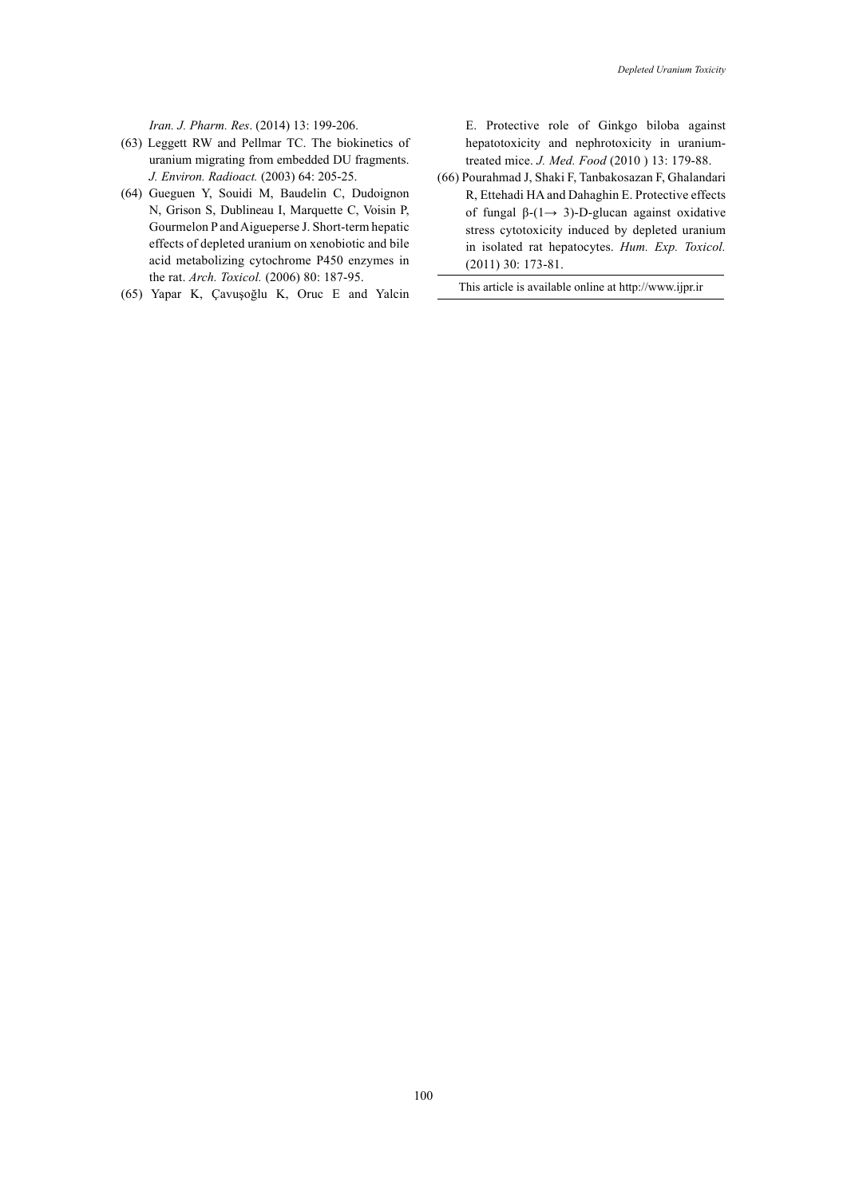*Iran. J. Pharm. Res*. (2014) 13: 199-206.

(63) Leggett RW and Pellmar TC. The biokinetics of uranium migrating from embedded DU fragments. *J. Environ. Radioact.* (2003) 64: 205-25.

(64) Gueguen Y, Souidi M, Baudelin C, Dudoignon N, Grison S, Dublineau I, Marquette C, Voisin P, Gourmelon P and Aigueperse J. Short-term hepatic effects of depleted uranium on xenobiotic and bile acid metabolizing cytochrome P450 enzymes in the rat. *Arch. Toxicol.* (2006) 80: 187-95.

(65) Yapar K, Çavuşoğlu K, Oruc E and Yalcin E. Protective role of Ginkgo biloba against hepatotoxicity and nephrotoxicity in uranium-treated mice. *J. Med. Food* (2010 ) 13: 179-88.

(66) Pourahmad J, Shaki F, Tanbakosazan F, Ghalandari R, Ettehadi HA and Dahaghin E. Protective effects of fungal β-(1→ 3)-D-glucan against oxidative stress cytotoxicity induced by depleted uranium in isolated rat hepatocytes. *Hum. Exp. Toxicol.* (2011) 30: 173-81.

This article is available online at http://www.ijpr.ir